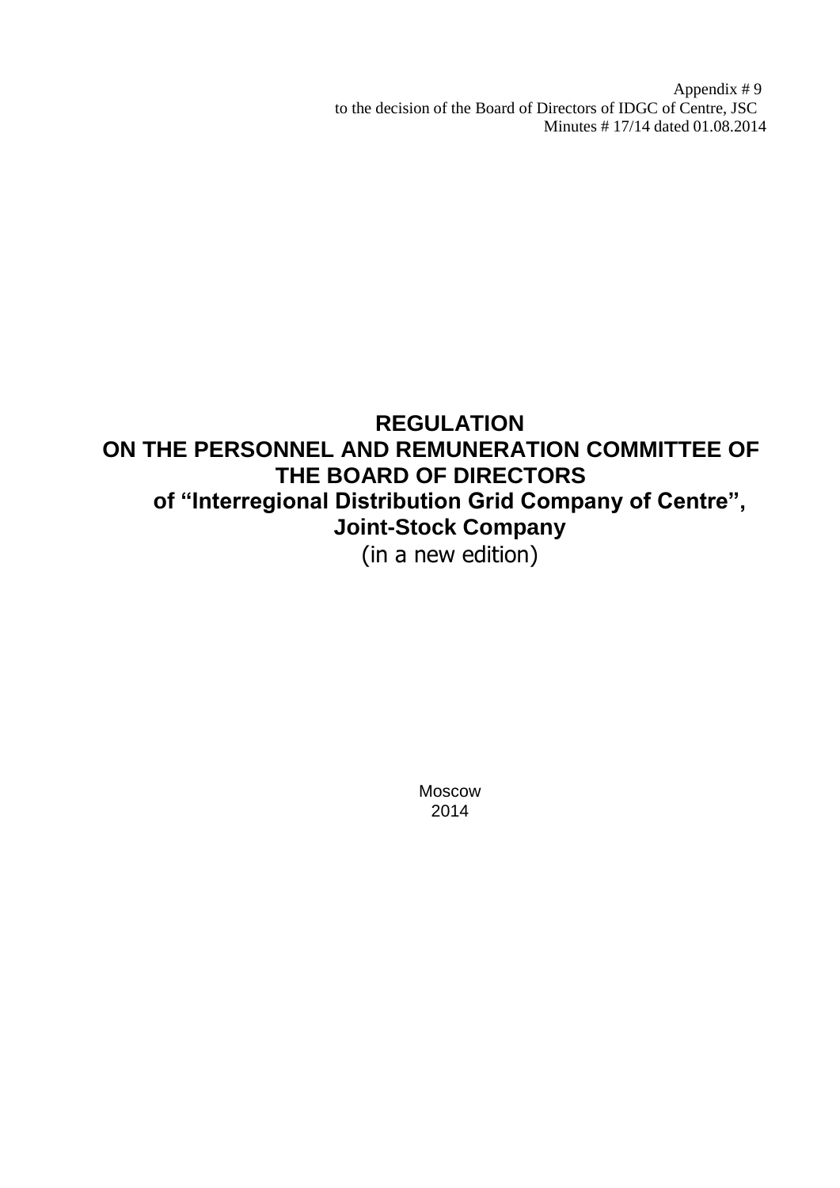Appendix # 9
to the decision of the Board of Directors of IDGC of Centre, JSC
Minutes # 17/14 dated 01.08.2014

# REGULATION
# ON THE PERSONNEL AND REMUNERATION COMMITTEE OF THE BOARD OF DIRECTORS
# of "Interregional Distribution Grid Company of Centre", Joint-Stock Company

(in a new edition)

Moscow
2014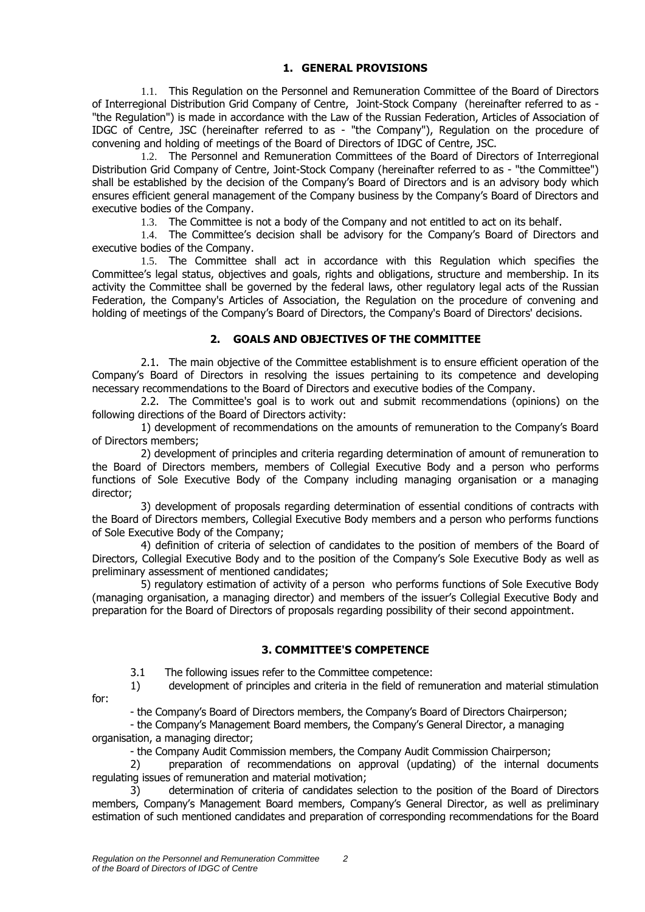## 1. GENERAL PROVISIONS

1.1. This Regulation on the Personnel and Remuneration Committee of the Board of Directors of Interregional Distribution Grid Company of Centre, Joint-Stock Company (hereinafter referred to as - "the Regulation") is made in accordance with the Law of the Russian Federation, Articles of Association of IDGC of Centre, JSC (hereinafter referred to as - "the Company"), Regulation on the procedure of convening and holding of meetings of the Board of Directors of IDGC of Centre, JSC.

1.2. The Personnel and Remuneration Committees of the Board of Directors of Interregional Distribution Grid Company of Centre, Joint-Stock Company (hereinafter referred to as - "the Committee") shall be established by the decision of the Company's Board of Directors and is an advisory body which ensures efficient general management of the Company business by the Company's Board of Directors and executive bodies of the Company.

1.3. The Committee is not a body of the Company and not entitled to act on its behalf.

1.4. The Committee's decision shall be advisory for the Company's Board of Directors and executive bodies of the Company.

1.5. The Committee shall act in accordance with this Regulation which specifies the Committee's legal status, objectives and goals, rights and obligations, structure and membership. In its activity the Committee shall be governed by the federal laws, other regulatory legal acts of the Russian Federation, the Company's Articles of Association, the Regulation on the procedure of convening and holding of meetings of the Company's Board of Directors, the Company's Board of Directors' decisions.

## 2. GOALS AND OBJECTIVES OF THE COMMITTEE

2.1. The main objective of the Committee establishment is to ensure efficient operation of the Company's Board of Directors in resolving the issues pertaining to its competence and developing necessary recommendations to the Board of Directors and executive bodies of the Company.

2.2. The Committee's goal is to work out and submit recommendations (opinions) on the following directions of the Board of Directors activity:

1) development of recommendations on the amounts of remuneration to the Company's Board of Directors members;

2) development of principles and criteria regarding determination of amount of remuneration to the Board of Directors members, members of Collegial Executive Body and a person who performs functions of Sole Executive Body of the Company including managing organisation or a managing director;

3) development of proposals regarding determination of essential conditions of contracts with the Board of Directors members, Collegial Executive Body members and a person who performs functions of Sole Executive Body of the Company;

4) definition of criteria of selection of candidates to the position of members of the Board of Directors, Collegial Executive Body and to the position of the Company's Sole Executive Body as well as preliminary assessment of mentioned candidates;

5) regulatory estimation of activity of a person who performs functions of Sole Executive Body (managing organisation, a managing director) and members of the issuer's Collegial Executive Body and preparation for the Board of Directors of proposals regarding possibility of their second appointment.

## 3. COMMITTEE'S COMPETENCE

3.1 The following issues refer to the Committee competence:

1) development of principles and criteria in the field of remuneration and material stimulation for:

- the Company's Board of Directors members, the Company's Board of Directors Chairperson;
- the Company's Management Board members, the Company's General Director, a managing organisation, a managing director;
- the Company Audit Commission members, the Company Audit Commission Chairperson;

2) preparation of recommendations on approval (updating) of the internal documents regulating issues of remuneration and material motivation;

3) determination of criteria of candidates selection to the position of the Board of Directors members, Company's Management Board members, Company's General Director, as well as preliminary estimation of such mentioned candidates and preparation of corresponding recommendations for the Board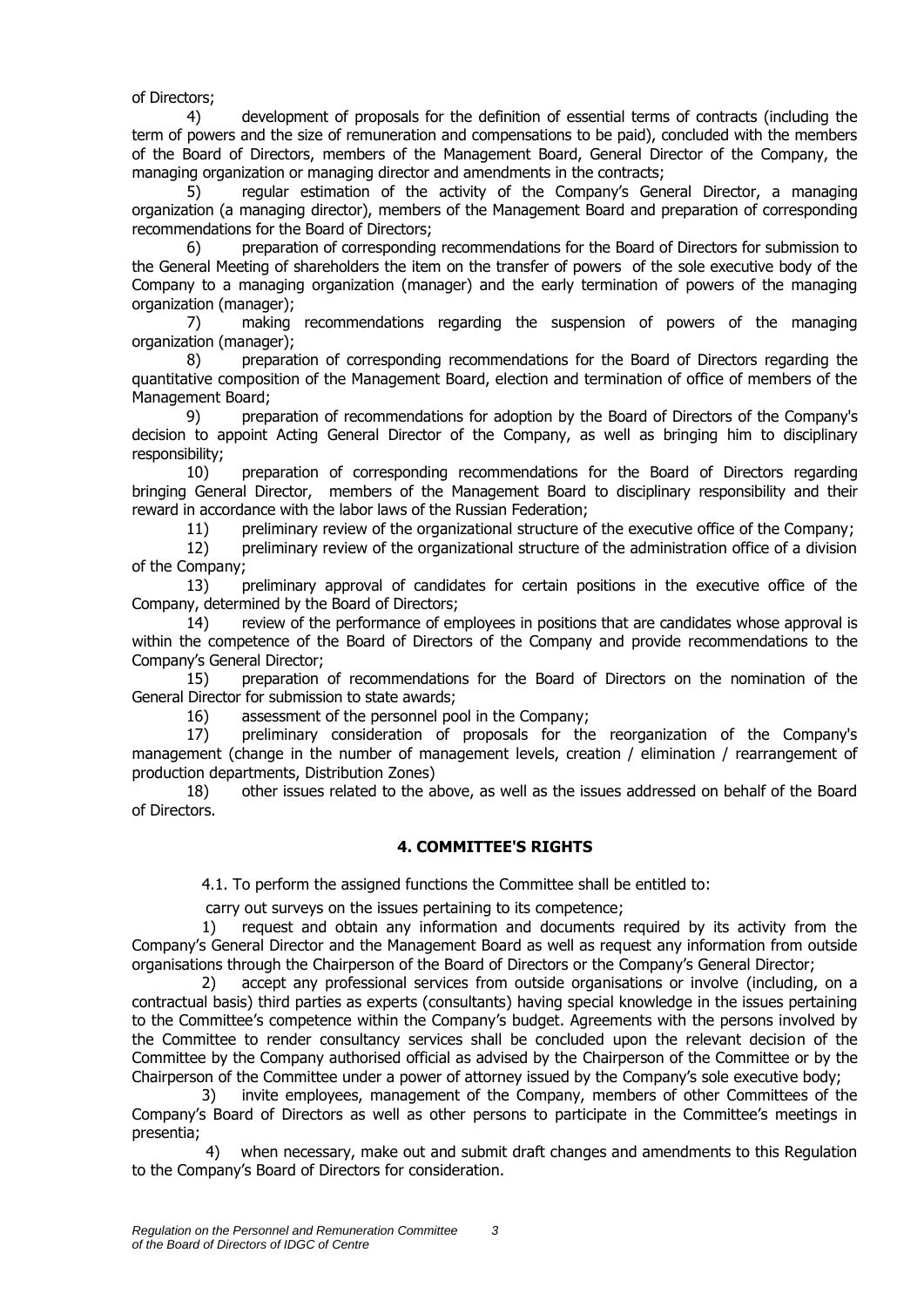of Directors;

4) development of proposals for the definition of essential terms of contracts (including the term of powers and the size of remuneration and compensations to be paid), concluded with the members of the Board of Directors, members of the Management Board, General Director of the Company, the managing organization or managing director and amendments in the contracts;

5) regular estimation of the activity of the Company's General Director, a managing organization (a managing director), members of the Management Board and preparation of corresponding recommendations for the Board of Directors;

6) preparation of corresponding recommendations for the Board of Directors for submission to the General Meeting of shareholders the item on the transfer of powers of the sole executive body of the Company to a managing organization (manager) and the early termination of powers of the managing organization (manager);

7) making recommendations regarding the suspension of powers of the managing organization (manager);

8) preparation of corresponding recommendations for the Board of Directors regarding the quantitative composition of the Management Board, election and termination of office of members of the Management Board;

9) preparation of recommendations for adoption by the Board of Directors of the Company's decision to appoint Acting General Director of the Company, as well as bringing him to disciplinary responsibility;

10) preparation of corresponding recommendations for the Board of Directors regarding bringing General Director, members of the Management Board to disciplinary responsibility and their reward in accordance with the labor laws of the Russian Federation;

11) preliminary review of the organizational structure of the executive office of the Company;

12) preliminary review of the organizational structure of the administration office of a division of the Company;

13) preliminary approval of candidates for certain positions in the executive office of the Company, determined by the Board of Directors;

14) review of the performance of employees in positions that are candidates whose approval is within the competence of the Board of Directors of the Company and provide recommendations to the Company's General Director;

15) preparation of recommendations for the Board of Directors on the nomination of the General Director for submission to state awards;

16) assessment of the personnel pool in the Company;

17) preliminary consideration of proposals for the reorganization of the Company's management (change in the number of management levels, creation / elimination / rearrangement of production departments, Distribution Zones)

18) other issues related to the above, as well as the issues addressed on behalf of the Board of Directors.

## 4. COMMITTEE'S RIGHTS

4.1. To perform the assigned functions the Committee shall be entitled to:

carry out surveys on the issues pertaining to its competence;

1) request and obtain any information and documents required by its activity from the Company's General Director and the Management Board as well as request any information from outside organisations through the Chairperson of the Board of Directors or the Company's General Director;

2) accept any professional services from outside organisations or involve (including, on a contractual basis) third parties as experts (consultants) having special knowledge in the issues pertaining to the Committee's competence within the Company's budget. Agreements with the persons involved by the Committee to render consultancy services shall be concluded upon the relevant decision of the Committee by the Company authorised official as advised by the Chairperson of the Committee or by the Chairperson of the Committee under a power of attorney issued by the Company's sole executive body;

3) invite employees, management of the Company, members of other Committees of the Company's Board of Directors as well as other persons to participate in the Committee's meetings in presentia;

4) when necessary, make out and submit draft changes and amendments to this Regulation to the Company's Board of Directors for consideration.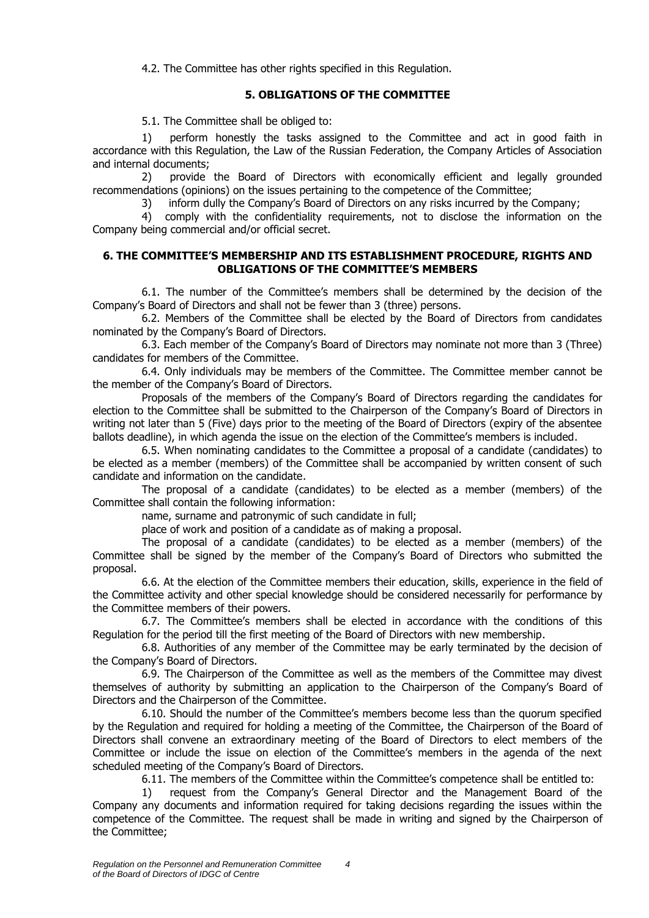4.2. The Committee has other rights specified in this Regulation.

## 5. OBLIGATIONS OF THE COMMITTEE

5.1. The Committee shall be obliged to:

1) perform honestly the tasks assigned to the Committee and act in good faith in accordance with this Regulation, the Law of the Russian Federation, the Company Articles of Association and internal documents;

2) provide the Board of Directors with economically efficient and legally grounded recommendations (opinions) on the issues pertaining to the competence of the Committee;

3) inform dully the Company's Board of Directors on any risks incurred by the Company;

4) comply with the confidentiality requirements, not to disclose the information on the Company being commercial and/or official secret.

## 6. THE COMMITTEE'S MEMBERSHIP AND ITS ESTABLISHMENT PROCEDURE, RIGHTS AND OBLIGATIONS OF THE COMMITTEE'S MEMBERS

6.1. The number of the Committee's members shall be determined by the decision of the Company's Board of Directors and shall not be fewer than 3 (three) persons.

6.2. Members of the Committee shall be elected by the Board of Directors from candidates nominated by the Company's Board of Directors.

6.3. Each member of the Company's Board of Directors may nominate not more than 3 (Three) candidates for members of the Committee.

6.4. Only individuals may be members of the Committee. The Committee member cannot be the member of the Company's Board of Directors.

Proposals of the members of the Company's Board of Directors regarding the candidates for election to the Committee shall be submitted to the Chairperson of the Company's Board of Directors in writing not later than 5 (Five) days prior to the meeting of the Board of Directors (expiry of the absentee ballots deadline), in which agenda the issue on the election of the Committee's members is included.

6.5. When nominating candidates to the Committee a proposal of a candidate (candidates) to be elected as a member (members) of the Committee shall be accompanied by written consent of such candidate and information on the candidate.

The proposal of a candidate (candidates) to be elected as a member (members) of the Committee shall contain the following information:

name, surname and patronymic of such candidate in full;

place of work and position of a candidate as of making a proposal.

The proposal of a candidate (candidates) to be elected as a member (members) of the Committee shall be signed by the member of the Company's Board of Directors who submitted the proposal.

6.6. At the election of the Committee members their education, skills, experience in the field of the Committee activity and other special knowledge should be considered necessarily for performance by the Committee members of their powers.

6.7. The Committee's members shall be elected in accordance with the conditions of this Regulation for the period till the first meeting of the Board of Directors with new membership.

6.8. Authorities of any member of the Committee may be early terminated by the decision of the Company's Board of Directors.

6.9. The Chairperson of the Committee as well as the members of the Committee may divest themselves of authority by submitting an application to the Chairperson of the Company's Board of Directors and the Chairperson of the Committee.

6.10. Should the number of the Committee's members become less than the quorum specified by the Regulation and required for holding a meeting of the Committee, the Chairperson of the Board of Directors shall convene an extraordinary meeting of the Board of Directors to elect members of the Committee or include the issue on election of the Committee's members in the agenda of the next scheduled meeting of the Company's Board of Directors.

6.11. The members of the Committee within the Committee's competence shall be entitled to:

1) request from the Company's General Director and the Management Board of the Company any documents and information required for taking decisions regarding the issues within the competence of the Committee. The request shall be made in writing and signed by the Chairperson of the Committee;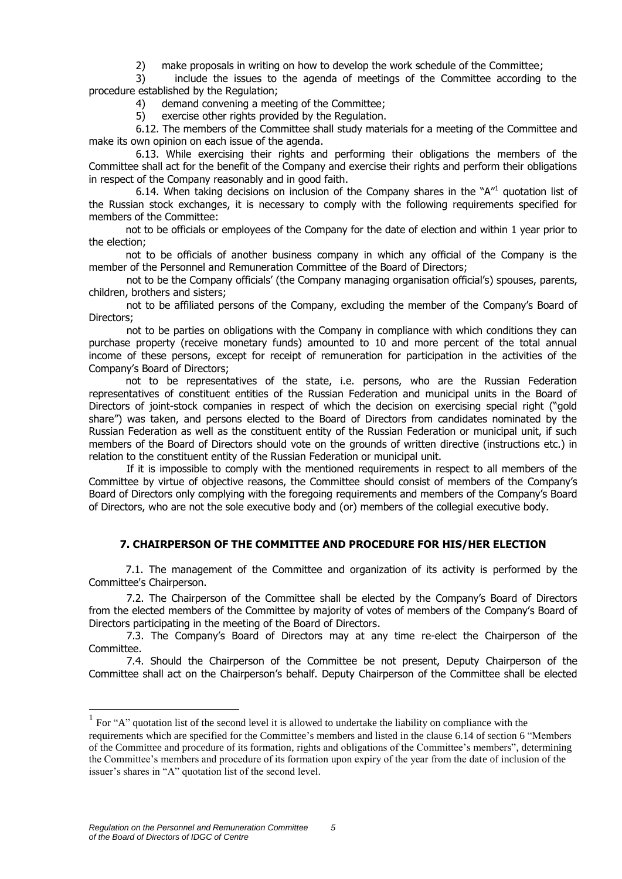2) make proposals in writing on how to develop the work schedule of the Committee;

3) include the issues to the agenda of meetings of the Committee according to the procedure established by the Regulation;

4) demand convening a meeting of the Committee;

5) exercise other rights provided by the Regulation.

6.12. The members of the Committee shall study materials for a meeting of the Committee and make its own opinion on each issue of the agenda.

6.13. While exercising their rights and performing their obligations the members of the Committee shall act for the benefit of the Company and exercise their rights and perform their obligations in respect of the Company reasonably and in good faith.

6.14. When taking decisions on inclusion of the Company shares in the "A"[1] quotation list of the Russian stock exchanges, it is necessary to comply with the following requirements specified for members of the Committee:

not to be officials or employees of the Company for the date of election and within 1 year prior to the election;

not to be officials of another business company in which any official of the Company is the member of the Personnel and Remuneration Committee of the Board of Directors;

not to be the Company officials' (the Company managing organisation official's) spouses, parents, children, brothers and sisters;

not to be affiliated persons of the Company, excluding the member of the Company's Board of Directors;

not to be parties on obligations with the Company in compliance with which conditions they can purchase property (receive monetary funds) amounted to 10 and more percent of the total annual income of these persons, except for receipt of remuneration for participation in the activities of the Company's Board of Directors;

not to be representatives of the state, i.e. persons, who are the Russian Federation representatives of constituent entities of the Russian Federation and municipal units in the Board of Directors of joint-stock companies in respect of which the decision on exercising special right ("gold share") was taken, and persons elected to the Board of Directors from candidates nominated by the Russian Federation as well as the constituent entity of the Russian Federation or municipal unit, if such members of the Board of Directors should vote on the grounds of written directive (instructions etc.) in relation to the constituent entity of the Russian Federation or municipal unit.

If it is impossible to comply with the mentioned requirements in respect to all members of the Committee by virtue of objective reasons, the Committee should consist of members of the Company's Board of Directors only complying with the foregoing requirements and members of the Company's Board of Directors, who are not the sole executive body and (or) members of the collegial executive body.

## 7. CHAIRPERSON OF THE COMMITTEE AND PROCEDURE FOR HIS/HER ELECTION

7.1. The management of the Committee and organization of its activity is performed by the Committee's Chairperson.

7.2. The Chairperson of the Committee shall be elected by the Company's Board of Directors from the elected members of the Committee by majority of votes of members of the Company's Board of Directors participating in the meeting of the Board of Directors.

7.3. The Company's Board of Directors may at any time re-elect the Chairperson of the Committee.

7.4. Should the Chairperson of the Committee be not present, Deputy Chairperson of the Committee shall act on the Chairperson's behalf. Deputy Chairperson of the Committee shall be elected

---

[1] For "A" quotation list of the second level it is allowed to undertake the liability on compliance with the requirements which are specified for the Committee's members and listed in the clause 6.14 of section 6 "Members of the Committee and procedure of its formation, rights and obligations of the Committee's members", determining the Committee's members and procedure of its formation upon expiry of the year from the date of inclusion of the issuer's shares in "A" quotation list of the second level.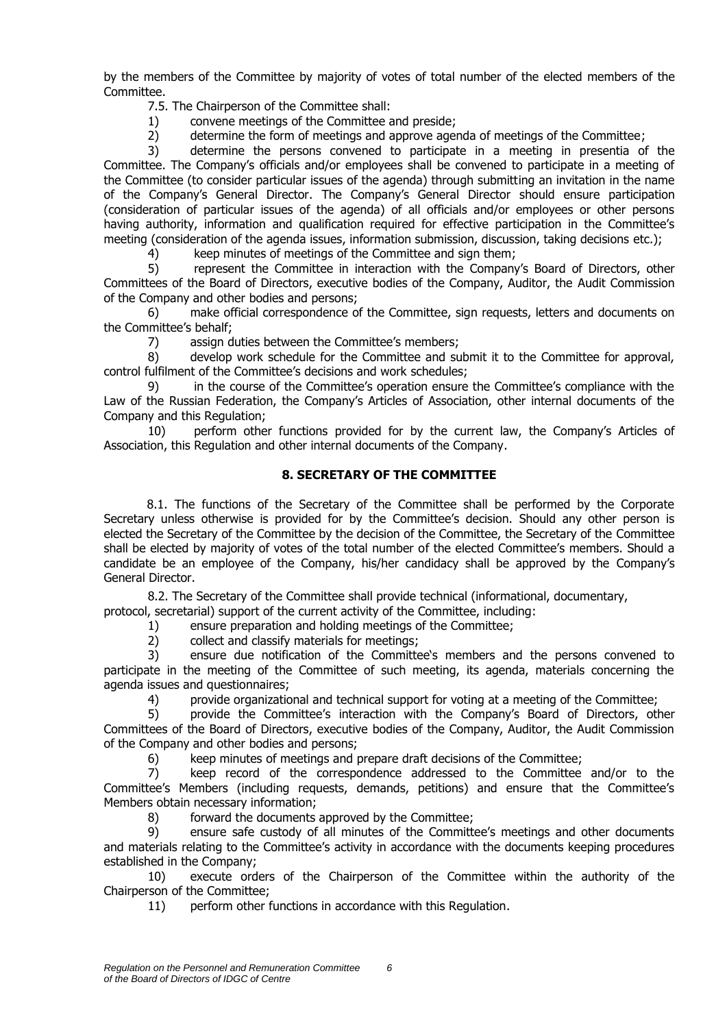by the members of the Committee by majority of votes of total number of the elected members of the Committee.

7.5. The Chairperson of the Committee shall:

1) convene meetings of the Committee and preside;

2) determine the form of meetings and approve agenda of meetings of the Committee;

3) determine the persons convened to participate in a meeting in presentia of the Committee. The Company's officials and/or employees shall be convened to participate in a meeting of the Committee (to consider particular issues of the agenda) through submitting an invitation in the name of the Company's General Director. The Company's General Director should ensure participation (consideration of particular issues of the agenda) of all officials and/or employees or other persons having authority, information and qualification required for effective participation in the Committee's meeting (consideration of the agenda issues, information submission, discussion, taking decisions etc.);

4) keep minutes of meetings of the Committee and sign them;

5) represent the Committee in interaction with the Company's Board of Directors, other Committees of the Board of Directors, executive bodies of the Company, Auditor, the Audit Commission of the Company and other bodies and persons;

6) make official correspondence of the Committee, sign requests, letters and documents on the Committee's behalf;

7) assign duties between the Committee's members;

8) develop work schedule for the Committee and submit it to the Committee for approval, control fulfilment of the Committee's decisions and work schedules;

9) in the course of the Committee's operation ensure the Committee's compliance with the Law of the Russian Federation, the Company's Articles of Association, other internal documents of the Company and this Regulation;

10) perform other functions provided for by the current law, the Company's Articles of Association, this Regulation and other internal documents of the Company.

## 8. SECRETARY OF THE COMMITTEE

8.1. The functions of the Secretary of the Committee shall be performed by the Corporate Secretary unless otherwise is provided for by the Committee's decision. Should any other person is elected the Secretary of the Committee by the decision of the Committee, the Secretary of the Committee shall be elected by majority of votes of the total number of the elected Committee's members. Should a candidate be an employee of the Company, his/her candidacy shall be approved by the Company's General Director.

8.2. The Secretary of the Committee shall provide technical (informational, documentary, protocol, secretarial) support of the current activity of the Committee, including:

1) ensure preparation and holding meetings of the Committee;

2) collect and classify materials for meetings;

3) ensure due notification of the Committee's members and the persons convened to participate in the meeting of the Committee of such meeting, its agenda, materials concerning the agenda issues and questionnaires;

4) provide organizational and technical support for voting at a meeting of the Committee;

5) provide the Committee's interaction with the Company's Board of Directors, other Committees of the Board of Directors, executive bodies of the Company, Auditor, the Audit Commission of the Company and other bodies and persons;

6) keep minutes of meetings and prepare draft decisions of the Committee;

7) keep record of the correspondence addressed to the Committee and/or to the Committee's Members (including requests, demands, petitions) and ensure that the Committee's Members obtain necessary information;

8) forward the documents approved by the Committee;

9) ensure safe custody of all minutes of the Committee's meetings and other documents and materials relating to the Committee's activity in accordance with the documents keeping procedures established in the Company;

10) execute orders of the Chairperson of the Committee within the authority of the Chairperson of the Committee;

11) perform other functions in accordance with this Regulation.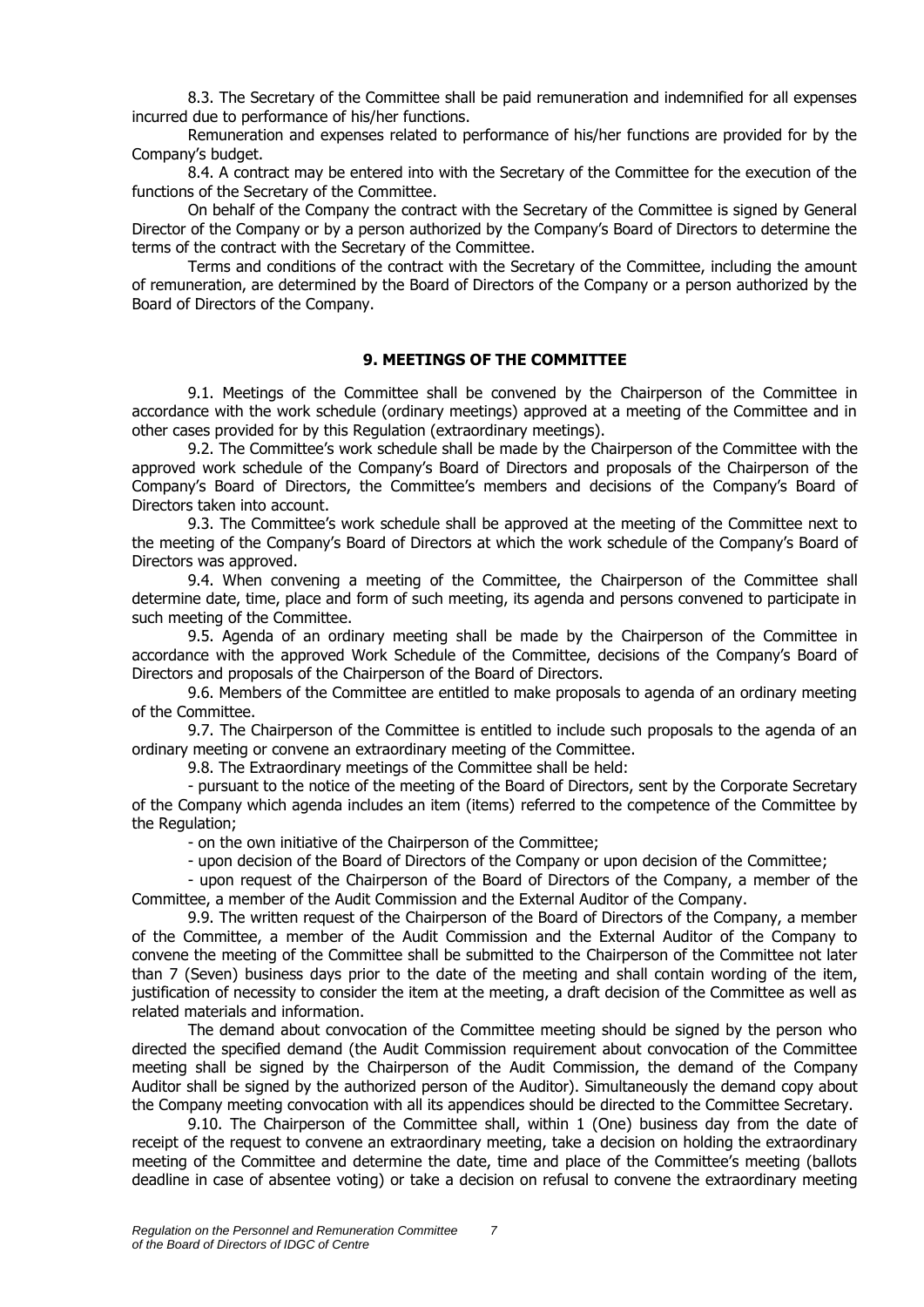8.3. The Secretary of the Committee shall be paid remuneration and indemnified for all expenses incurred due to performance of his/her functions.

Remuneration and expenses related to performance of his/her functions are provided for by the Company's budget.

8.4. A contract may be entered into with the Secretary of the Committee for the execution of the functions of the Secretary of the Committee.

On behalf of the Company the contract with the Secretary of the Committee is signed by General Director of the Company or by a person authorized by the Company's Board of Directors to determine the terms of the contract with the Secretary of the Committee.

Terms and conditions of the contract with the Secretary of the Committee, including the amount of remuneration, are determined by the Board of Directors of the Company or a person authorized by the Board of Directors of the Company.

## 9. MEETINGS OF THE COMMITTEE

9.1. Meetings of the Committee shall be convened by the Chairperson of the Committee in accordance with the work schedule (ordinary meetings) approved at a meeting of the Committee and in other cases provided for by this Regulation (extraordinary meetings).

9.2. The Committee's work schedule shall be made by the Chairperson of the Committee with the approved work schedule of the Company's Board of Directors and proposals of the Chairperson of the Company's Board of Directors, the Committee's members and decisions of the Company's Board of Directors taken into account.

9.3. The Committee's work schedule shall be approved at the meeting of the Committee next to the meeting of the Company's Board of Directors at which the work schedule of the Company's Board of Directors was approved.

9.4. When convening a meeting of the Committee, the Chairperson of the Committee shall determine date, time, place and form of such meeting, its agenda and persons convened to participate in such meeting of the Committee.

9.5. Agenda of an ordinary meeting shall be made by the Chairperson of the Committee in accordance with the approved Work Schedule of the Committee, decisions of the Company's Board of Directors and proposals of the Chairperson of the Board of Directors.

9.6. Members of the Committee are entitled to make proposals to agenda of an ordinary meeting of the Committee.

9.7. The Chairperson of the Committee is entitled to include such proposals to the agenda of an ordinary meeting or convene an extraordinary meeting of the Committee.

9.8. The Extraordinary meetings of the Committee shall be held:

- pursuant to the notice of the meeting of the Board of Directors, sent by the Corporate Secretary of the Company which agenda includes an item (items) referred to the competence of the Committee by the Regulation;
- on the own initiative of the Chairperson of the Committee;
- upon decision of the Board of Directors of the Company or upon decision of the Committee;
- upon request of the Chairperson of the Board of Directors of the Company, a member of the Committee, a member of the Audit Commission and the External Auditor of the Company.

9.9. The written request of the Chairperson of the Board of Directors of the Company, a member of the Committee, a member of the Audit Commission and the External Auditor of the Company to convene the meeting of the Committee shall be submitted to the Chairperson of the Committee not later than 7 (Seven) business days prior to the date of the meeting and shall contain wording of the item, justification of necessity to consider the item at the meeting, a draft decision of the Committee as well as related materials and information.

The demand about convocation of the Committee meeting should be signed by the person who directed the specified demand (the Audit Commission requirement about convocation of the Committee meeting shall be signed by the Chairperson of the Audit Commission, the demand of the Company Auditor shall be signed by the authorized person of the Auditor). Simultaneously the demand copy about the Company meeting convocation with all its appendices should be directed to the Committee Secretary.

9.10. The Chairperson of the Committee shall, within 1 (One) business day from the date of receipt of the request to convene an extraordinary meeting, take a decision on holding the extraordinary meeting of the Committee and determine the date, time and place of the Committee's meeting (ballots deadline in case of absentee voting) or take a decision on refusal to convene the extraordinary meeting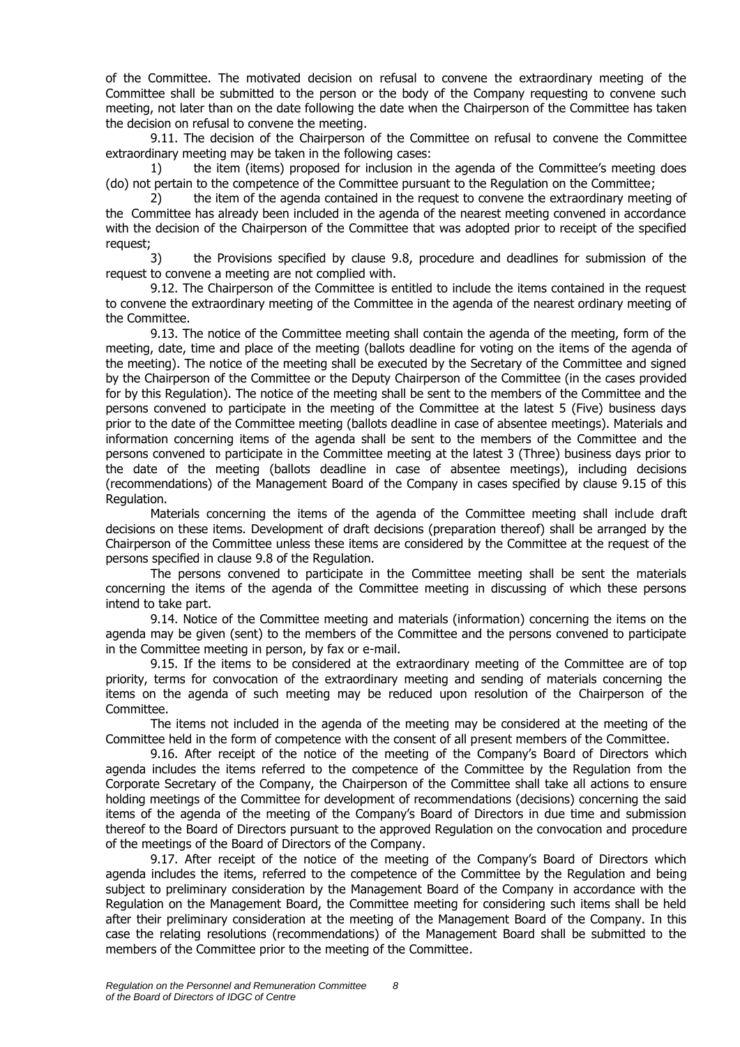of the Committee. The motivated decision on refusal to convene the extraordinary meeting of the Committee shall be submitted to the person or the body of the Company requesting to convene such meeting, not later than on the date following the date when the Chairperson of the Committee has taken the decision on refusal to convene the meeting.

9.11. The decision of the Chairperson of the Committee on refusal to convene the Committee extraordinary meeting may be taken in the following cases:

1) the item (items) proposed for inclusion in the agenda of the Committee's meeting does (do) not pertain to the competence of the Committee pursuant to the Regulation on the Committee;

2) the item of the agenda contained in the request to convene the extraordinary meeting of the Committee has already been included in the agenda of the nearest meeting convened in accordance with the decision of the Chairperson of the Committee that was adopted prior to receipt of the specified request;

3) the Provisions specified by clause 9.8, procedure and deadlines for submission of the request to convene a meeting are not complied with.

9.12. The Chairperson of the Committee is entitled to include the items contained in the request to convene the extraordinary meeting of the Committee in the agenda of the nearest ordinary meeting of the Committee.

9.13. The notice of the Committee meeting shall contain the agenda of the meeting, form of the meeting, date, time and place of the meeting (ballots deadline for voting on the items of the agenda of the meeting). The notice of the meeting shall be executed by the Secretary of the Committee and signed by the Chairperson of the Committee or the Deputy Chairperson of the Committee (in the cases provided for by this Regulation). The notice of the meeting shall be sent to the members of the Committee and the persons convened to participate in the meeting of the Committee at the latest 5 (Five) business days prior to the date of the Committee meeting (ballots deadline in case of absentee meetings). Materials and information concerning items of the agenda shall be sent to the members of the Committee and the persons convened to participate in the Committee meeting at the latest 3 (Three) business days prior to the date of the meeting (ballots deadline in case of absentee meetings), including decisions (recommendations) of the Management Board of the Company in cases specified by clause 9.15 of this Regulation.

Materials concerning the items of the agenda of the Committee meeting shall include draft decisions on these items. Development of draft decisions (preparation thereof) shall be arranged by the Chairperson of the Committee unless these items are considered by the Committee at the request of the persons specified in clause 9.8 of the Regulation.

The persons convened to participate in the Committee meeting shall be sent the materials concerning the items of the agenda of the Committee meeting in discussing of which these persons intend to take part.

9.14. Notice of the Committee meeting and materials (information) concerning the items on the agenda may be given (sent) to the members of the Committee and the persons convened to participate in the Committee meeting in person, by fax or e-mail.

9.15. If the items to be considered at the extraordinary meeting of the Committee are of top priority, terms for convocation of the extraordinary meeting and sending of materials concerning the items on the agenda of such meeting may be reduced upon resolution of the Chairperson of the Committee.

The items not included in the agenda of the meeting may be considered at the meeting of the Committee held in the form of competence with the consent of all present members of the Committee.

9.16. After receipt of the notice of the meeting of the Company's Board of Directors which agenda includes the items referred to the competence of the Committee by the Regulation from the Corporate Secretary of the Company, the Chairperson of the Committee shall take all actions to ensure holding meetings of the Committee for development of recommendations (decisions) concerning the said items of the agenda of the meeting of the Company's Board of Directors in due time and submission thereof to the Board of Directors pursuant to the approved Regulation on the convocation and procedure of the meetings of the Board of Directors of the Company.

9.17. After receipt of the notice of the meeting of the Company's Board of Directors which agenda includes the items, referred to the competence of the Committee by the Regulation and being subject to preliminary consideration by the Management Board of the Company in accordance with the Regulation on the Management Board, the Committee meeting for considering such items shall be held after their preliminary consideration at the meeting of the Management Board of the Company. In this case the relating resolutions (recommendations) of the Management Board shall be submitted to the members of the Committee prior to the meeting of the Committee.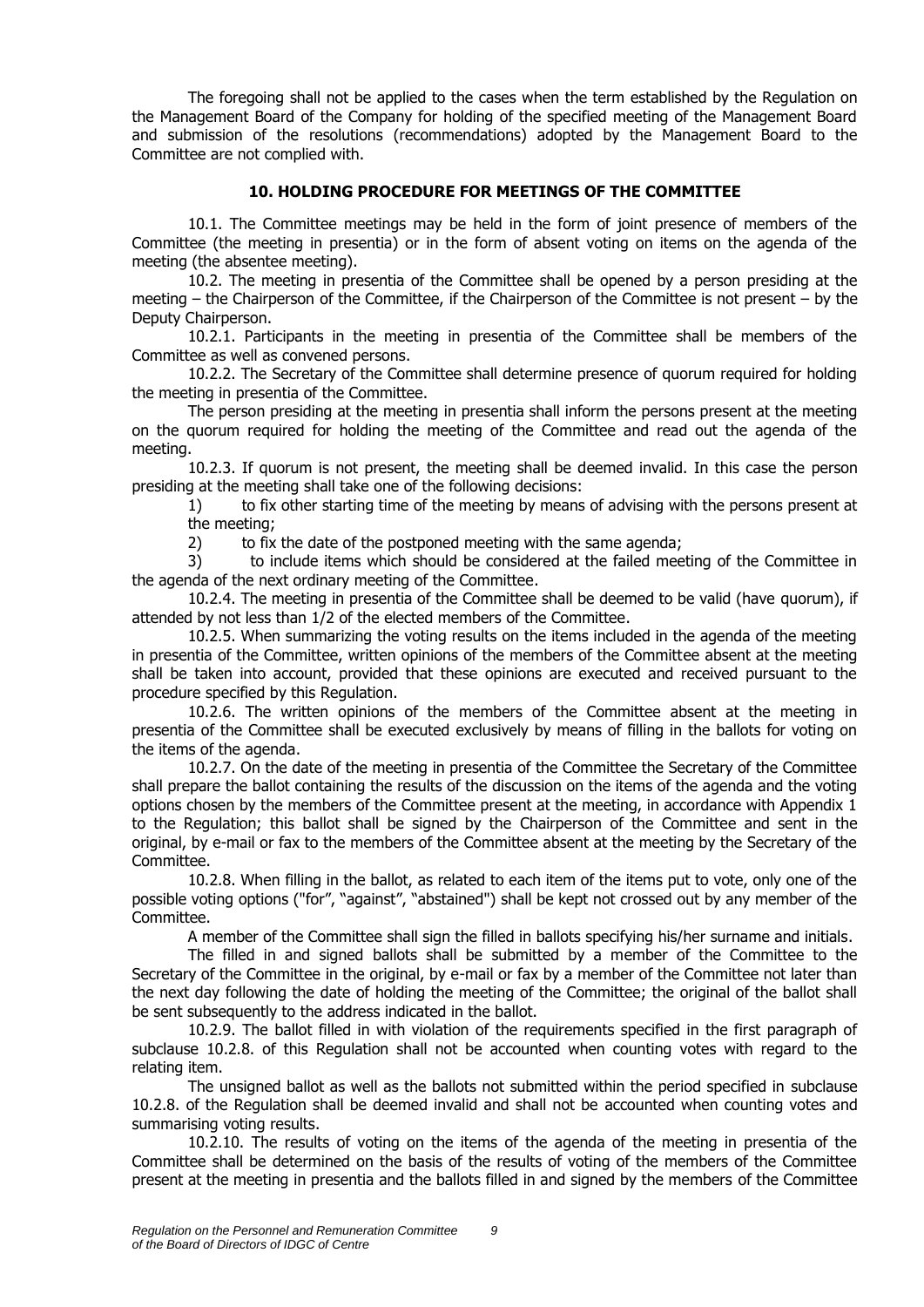The foregoing shall not be applied to the cases when the term established by the Regulation on the Management Board of the Company for holding of the specified meeting of the Management Board and submission of the resolutions (recommendations) adopted by the Management Board to the Committee are not complied with.

## 10. HOLDING PROCEDURE FOR MEETINGS OF THE COMMITTEE

10.1. The Committee meetings may be held in the form of joint presence of members of the Committee (the meeting in presentia) or in the form of absent voting on items on the agenda of the meeting (the absentee meeting).

10.2. The meeting in presentia of the Committee shall be opened by a person presiding at the meeting – the Chairperson of the Committee, if the Chairperson of the Committee is not present – by the Deputy Chairperson.

10.2.1. Participants in the meeting in presentia of the Committee shall be members of the Committee as well as convened persons.

10.2.2. The Secretary of the Committee shall determine presence of quorum required for holding the meeting in presentia of the Committee.

The person presiding at the meeting in presentia shall inform the persons present at the meeting on the quorum required for holding the meeting of the Committee and read out the agenda of the meeting.

10.2.3. If quorum is not present, the meeting shall be deemed invalid. In this case the person presiding at the meeting shall take one of the following decisions:

1) to fix other starting time of the meeting by means of advising with the persons present at the meeting;
2) to fix the date of the postponed meeting with the same agenda;
3) to include items which should be considered at the failed meeting of the Committee in the agenda of the next ordinary meeting of the Committee.

10.2.4. The meeting in presentia of the Committee shall be deemed to be valid (have quorum), if attended by not less than 1/2 of the elected members of the Committee.

10.2.5. When summarizing the voting results on the items included in the agenda of the meeting in presentia of the Committee, written opinions of the members of the Committee absent at the meeting shall be taken into account, provided that these opinions are executed and received pursuant to the procedure specified by this Regulation.

10.2.6. The written opinions of the members of the Committee absent at the meeting in presentia of the Committee shall be executed exclusively by means of filling in the ballots for voting on the items of the agenda.

10.2.7. On the date of the meeting in presentia of the Committee the Secretary of the Committee shall prepare the ballot containing the results of the discussion on the items of the agenda and the voting options chosen by the members of the Committee present at the meeting, in accordance with Appendix 1 to the Regulation; this ballot shall be signed by the Chairperson of the Committee and sent in the original, by e-mail or fax to the members of the Committee absent at the meeting by the Secretary of the Committee.

10.2.8. When filling in the ballot, as related to each item of the items put to vote, only one of the possible voting options ("for", "against", "abstained") shall be kept not crossed out by any member of the Committee.

A member of the Committee shall sign the filled in ballots specifying his/her surname and initials.

The filled in and signed ballots shall be submitted by a member of the Committee to the Secretary of the Committee in the original, by e-mail or fax by a member of the Committee not later than the next day following the date of holding the meeting of the Committee; the original of the ballot shall be sent subsequently to the address indicated in the ballot.

10.2.9. The ballot filled in with violation of the requirements specified in the first paragraph of subclause 10.2.8. of this Regulation shall not be accounted when counting votes with regard to the relating item.

The unsigned ballot as well as the ballots not submitted within the period specified in subclause 10.2.8. of the Regulation shall be deemed invalid and shall not be accounted when counting votes and summarising voting results.

10.2.10. The results of voting on the items of the agenda of the meeting in presentia of the Committee shall be determined on the basis of the results of voting of the members of the Committee present at the meeting in presentia and the ballots filled in and signed by the members of the Committee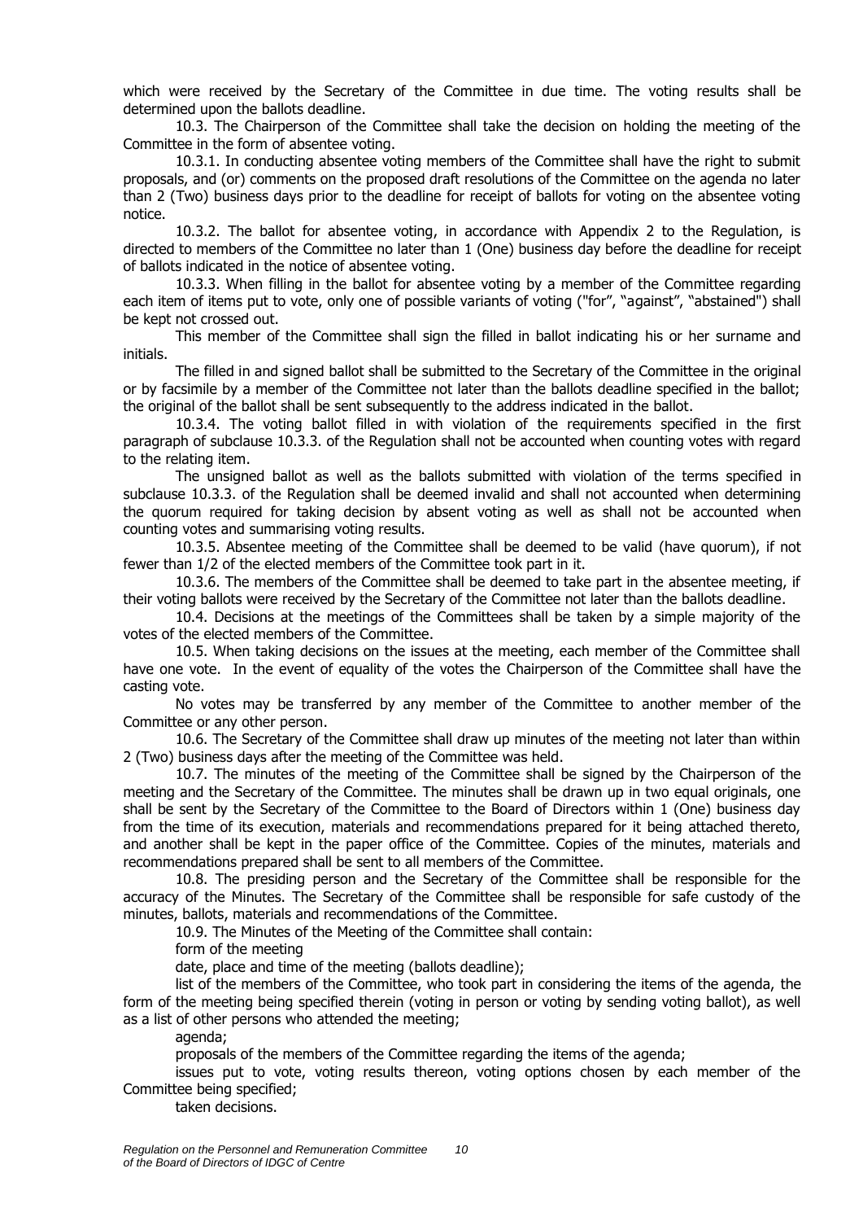which were received by the Secretary of the Committee in due time. The voting results shall be determined upon the ballots deadline.

10.3. The Chairperson of the Committee shall take the decision on holding the meeting of the Committee in the form of absentee voting.

10.3.1. In conducting absentee voting members of the Committee shall have the right to submit proposals, and (or) comments on the proposed draft resolutions of the Committee on the agenda no later than 2 (Two) business days prior to the deadline for receipt of ballots for voting on the absentee voting notice.

10.3.2. The ballot for absentee voting, in accordance with Appendix 2 to the Regulation, is directed to members of the Committee no later than 1 (One) business day before the deadline for receipt of ballots indicated in the notice of absentee voting.

10.3.3. When filling in the ballot for absentee voting by a member of the Committee regarding each item of items put to vote, only one of possible variants of voting ("for", "against", "abstained") shall be kept not crossed out.

This member of the Committee shall sign the filled in ballot indicating his or her surname and initials.

The filled in and signed ballot shall be submitted to the Secretary of the Committee in the original or by facsimile by a member of the Committee not later than the ballots deadline specified in the ballot; the original of the ballot shall be sent subsequently to the address indicated in the ballot.

10.3.4. The voting ballot filled in with violation of the requirements specified in the first paragraph of subclause 10.3.3. of the Regulation shall not be accounted when counting votes with regard to the relating item.

The unsigned ballot as well as the ballots submitted with violation of the terms specified in subclause 10.3.3. of the Regulation shall be deemed invalid and shall not accounted when determining the quorum required for taking decision by absent voting as well as shall not be accounted when counting votes and summarising voting results.

10.3.5. Absentee meeting of the Committee shall be deemed to be valid (have quorum), if not fewer than 1/2 of the elected members of the Committee took part in it.

10.3.6. The members of the Committee shall be deemed to take part in the absentee meeting, if their voting ballots were received by the Secretary of the Committee not later than the ballots deadline.

10.4. Decisions at the meetings of the Committees shall be taken by a simple majority of the votes of the elected members of the Committee.

10.5. When taking decisions on the issues at the meeting, each member of the Committee shall have one vote. In the event of equality of the votes the Chairperson of the Committee shall have the casting vote.

No votes may be transferred by any member of the Committee to another member of the Committee or any other person.

10.6. The Secretary of the Committee shall draw up minutes of the meeting not later than within 2 (Two) business days after the meeting of the Committee was held.

10.7. The minutes of the meeting of the Committee shall be signed by the Chairperson of the meeting and the Secretary of the Committee. The minutes shall be drawn up in two equal originals, one shall be sent by the Secretary of the Committee to the Board of Directors within 1 (One) business day from the time of its execution, materials and recommendations prepared for it being attached thereto, and another shall be kept in the paper office of the Committee. Copies of the minutes, materials and recommendations prepared shall be sent to all members of the Committee.

10.8. The presiding person and the Secretary of the Committee shall be responsible for the accuracy of the Minutes. The Secretary of the Committee shall be responsible for safe custody of the minutes, ballots, materials and recommendations of the Committee.

10.9. The Minutes of the Meeting of the Committee shall contain:

form of the meeting

date, place and time of the meeting (ballots deadline);

list of the members of the Committee, who took part in considering the items of the agenda, the form of the meeting being specified therein (voting in person or voting by sending voting ballot), as well as a list of other persons who attended the meeting;

agenda;

proposals of the members of the Committee regarding the items of the agenda;

issues put to vote, voting results thereon, voting options chosen by each member of the Committee being specified;

taken decisions.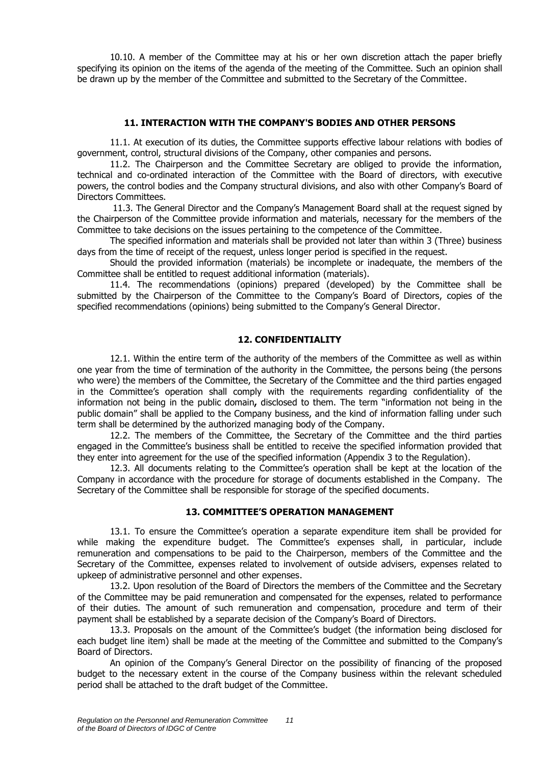10.10. A member of the Committee may at his or her own discretion attach the paper briefly specifying its opinion on the items of the agenda of the meeting of the Committee. Such an opinion shall be drawn up by the member of the Committee and submitted to the Secretary of the Committee.

## 11. INTERACTION WITH THE COMPANY'S BODIES AND OTHER PERSONS

11.1. At execution of its duties, the Committee supports effective labour relations with bodies of government, control, structural divisions of the Company, other companies and persons.

11.2. The Chairperson and the Committee Secretary are obliged to provide the information, technical and co-ordinated interaction of the Committee with the Board of directors, with executive powers, the control bodies and the Company structural divisions, and also with other Company's Board of Directors Committees.

11.3. The General Director and the Company's Management Board shall at the request signed by the Chairperson of the Committee provide information and materials, necessary for the members of the Committee to take decisions on the issues pertaining to the competence of the Committee.

The specified information and materials shall be provided not later than within 3 (Three) business days from the time of receipt of the request, unless longer period is specified in the request.

Should the provided information (materials) be incomplete or inadequate, the members of the Committee shall be entitled to request additional information (materials).

11.4. The recommendations (opinions) prepared (developed) by the Committee shall be submitted by the Chairperson of the Committee to the Company's Board of Directors, copies of the specified recommendations (opinions) being submitted to the Company's General Director.

## 12. CONFIDENTIALITY

12.1. Within the entire term of the authority of the members of the Committee as well as within one year from the time of termination of the authority in the Committee, the persons being (the persons who were) the members of the Committee, the Secretary of the Committee and the third parties engaged in the Committee's operation shall comply with the requirements regarding confidentiality of the information not being in the public domain**,** disclosed to them. The term "information not being in the public domain" shall be applied to the Company business, and the kind of information falling under such term shall be determined by the authorized managing body of the Company.

12.2. The members of the Committee, the Secretary of the Committee and the third parties engaged in the Committee's business shall be entitled to receive the specified information provided that they enter into agreement for the use of the specified information (Appendix 3 to the Regulation).

12.3. All documents relating to the Committee's operation shall be kept at the location of the Company in accordance with the procedure for storage of documents established in the Company. The Secretary of the Committee shall be responsible for storage of the specified documents.

## 13. COMMITTEE'S OPERATION MANAGEMENT

13.1. To ensure the Committee's operation a separate expenditure item shall be provided for while making the expenditure budget. The Committee's expenses shall, in particular, include remuneration and compensations to be paid to the Chairperson, members of the Committee and the Secretary of the Committee, expenses related to involvement of outside advisers, expenses related to upkeep of administrative personnel and other expenses.

13.2. Upon resolution of the Board of Directors the members of the Committee and the Secretary of the Committee may be paid remuneration and compensated for the expenses, related to performance of their duties. The amount of such remuneration and compensation, procedure and term of their payment shall be established by a separate decision of the Company's Board of Directors.

13.3. Proposals on the amount of the Committee's budget (the information being disclosed for each budget line item) shall be made at the meeting of the Committee and submitted to the Company's Board of Directors.

An opinion of the Company's General Director on the possibility of financing of the proposed budget to the necessary extent in the course of the Company business within the relevant scheduled period shall be attached to the draft budget of the Committee.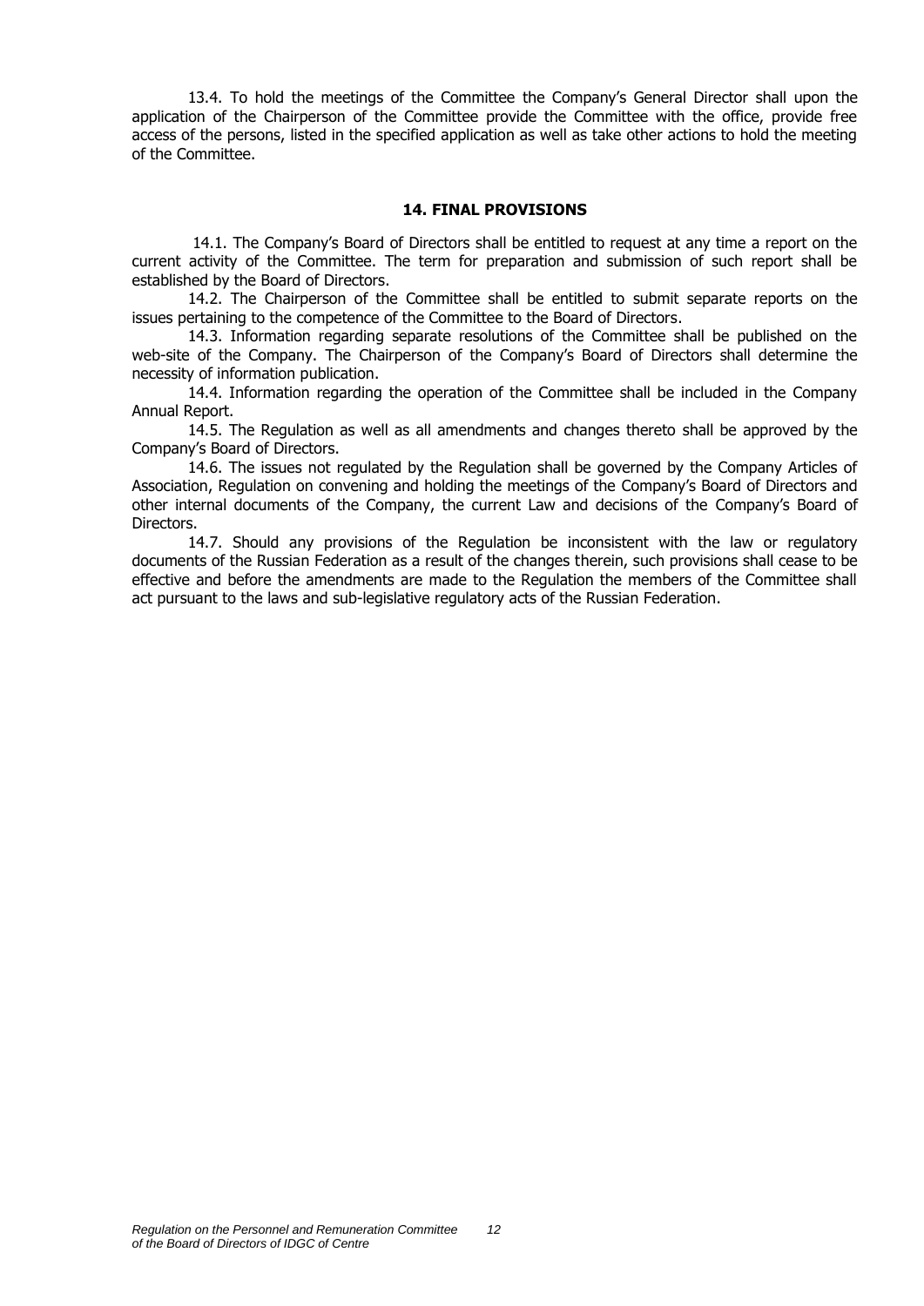13.4. To hold the meetings of the Committee the Company's General Director shall upon the application of the Chairperson of the Committee provide the Committee with the office, provide free access of the persons, listed in the specified application as well as take other actions to hold the meeting of the Committee.

## 14. FINAL PROVISIONS

14.1. The Company's Board of Directors shall be entitled to request at any time a report on the current activity of the Committee. The term for preparation and submission of such report shall be established by the Board of Directors.

14.2. The Chairperson of the Committee shall be entitled to submit separate reports on the issues pertaining to the competence of the Committee to the Board of Directors.

14.3. Information regarding separate resolutions of the Committee shall be published on the web-site of the Company. The Chairperson of the Company's Board of Directors shall determine the necessity of information publication.

14.4. Information regarding the operation of the Committee shall be included in the Company Annual Report.

14.5. The Regulation as well as all amendments and changes thereto shall be approved by the Company's Board of Directors.

14.6. The issues not regulated by the Regulation shall be governed by the Company Articles of Association, Regulation on convening and holding the meetings of the Company's Board of Directors and other internal documents of the Company, the current Law and decisions of the Company's Board of Directors.

14.7. Should any provisions of the Regulation be inconsistent with the law or regulatory documents of the Russian Federation as a result of the changes therein, such provisions shall cease to be effective and before the amendments are made to the Regulation the members of the Committee shall act pursuant to the laws and sub-legislative regulatory acts of the Russian Federation.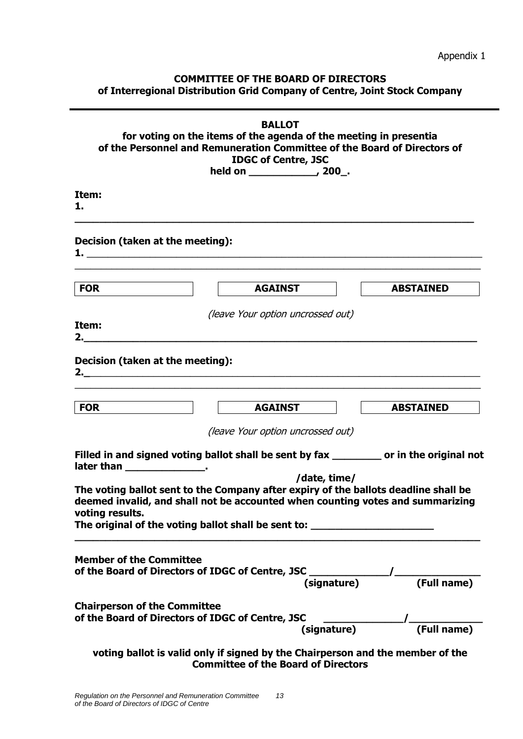Appendix 1

**COMMITTEE OF THE BOARD OF DIRECTORS**
**of Interregional Distribution Grid Company of Centre, Joint Stock Company**

---

**BALLOT**
**for voting on the items of the agenda of the meeting in presentia of the Personnel and Remuneration Committee of the Board of Directors of IDGC of Centre, JSC held on ___________, 200_.**

**Item:**
**1.** ________________________________________________________________

**Decision (taken at the meeting):**
**1.** ________________________________________________________________
________________________________________________________________

| FOR | AGAINST | ABSTAINED |
|---|---|---|

*(leave Your option uncrossed out)*

**Item:**
**2.**________________________________________________________________

**Decision (taken at the meeting):**
**2.**________________________________________________________________
________________________________________________________________

| FOR | AGAINST | ABSTAINED |
|---|---|---|

*(leave Your option uncrossed out)*

**Filled in and signed voting ballot shall be sent by fax ________ or in the original not later than _____________.**
**/date, time/**

**The voting ballot sent to the Company after expiry of the ballots deadline shall be deemed invalid, and shall not be accounted when counting votes and summarizing voting results.**

**The original of the voting ballot shall be sent to: ____________________**
________________________________________________________________

**Member of the Committee of the Board of Directors of IDGC of Centre, JSC _____________/______________**
**(signature) (Full name)**

**Chairperson of the Committee of the Board of Directors of IDGC of Centre, JSC _____________/____________**
**(signature) (Full name)**

**voting ballot is valid only if signed by the Chairperson and the member of the Committee of the Board of Directors**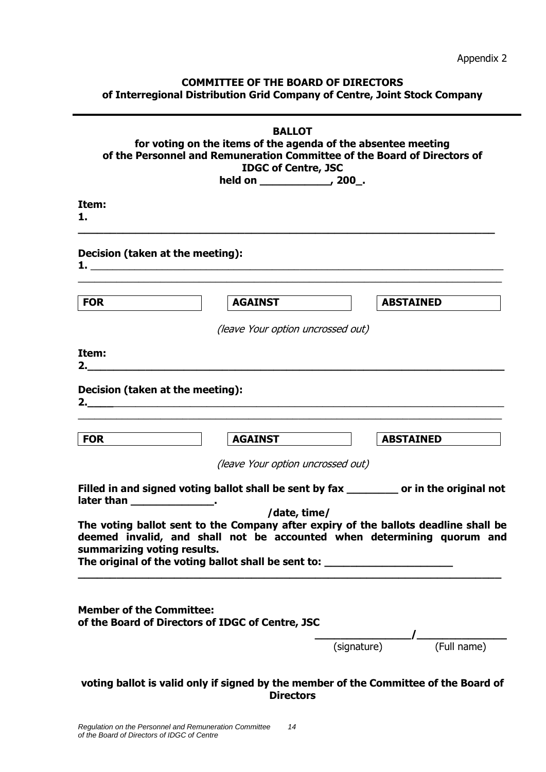Appendix 2

**COMMITTEE OF THE BOARD OF DIRECTORS**
**of Interregional Distribution Grid Company of Centre, Joint Stock Company**

---

**BALLOT**
**for voting on the items of the agenda of the absentee meeting of the Personnel and Remuneration Committee of the Board of Directors of IDGC of Centre, JSC**
**held on ___________, 200_.**

**Item:**
**1.**
_______________________________________________________________

**Decision (taken at the meeting):**
**1.** _______________________________________________________________
_______________________________________________________________

| **FOR** | **AGAINST** | **ABSTAINED** |
|---|---|---|

*(leave Your option uncrossed out)*

**Item:**
**2.**_______________________________________________________________

**Decision (taken at the meeting):**
**2.**____ _______________________________________________________________
_______________________________________________________________

| **FOR** | **AGAINST** | **ABSTAINED** |
|---|---|---|

*(leave Your option uncrossed out)*

**Filled in and signed voting ballot shall be sent by fax ________ or in the original not later than _____________.**
**/date, time/**
**The voting ballot sent to the Company after expiry of the ballots deadline shall be deemed invalid, and shall not be accounted when determining quorum and summarizing voting results.**
**The original of the voting ballot shall be sent to: ____________________**
_______________________________________________________________

**Member of the Committee:**
**of the Board of Directors of IDGC of Centre, JSC**

_______________/_______________
(signature) (Full name)

**voting ballot is valid only if signed by the member of the Committee of the Board of Directors**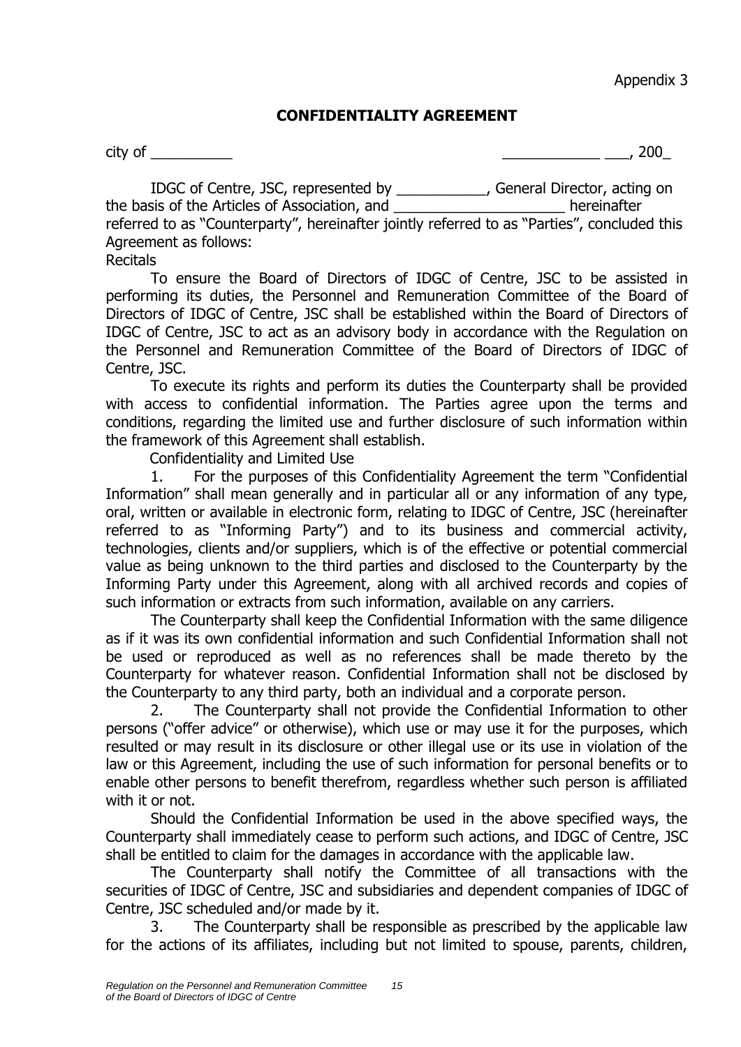Appendix 3

# CONFIDENTIALITY AGREEMENT

city of __________ ____________ ___, 200_

IDGC of Centre, JSC, represented by ___________, General Director, acting on the basis of the Articles of Association, and _____________________ hereinafter referred to as "Counterparty", hereinafter jointly referred to as "Parties", concluded this Agreement as follows:

Recitals

To ensure the Board of Directors of IDGC of Centre, JSC to be assisted in performing its duties, the Personnel and Remuneration Committee of the Board of Directors of IDGC of Centre, JSC shall be established within the Board of Directors of IDGC of Centre, JSC to act as an advisory body in accordance with the Regulation on the Personnel and Remuneration Committee of the Board of Directors of IDGC of Centre, JSC.

To execute its rights and perform its duties the Counterparty shall be provided with access to confidential information. The Parties agree upon the terms and conditions, regarding the limited use and further disclosure of such information within the framework of this Agreement shall establish.

Confidentiality and Limited Use

1. For the purposes of this Confidentiality Agreement the term "Confidential Information" shall mean generally and in particular all or any information of any type, oral, written or available in electronic form, relating to IDGC of Centre, JSC (hereinafter referred to as "Informing Party") and to its business and commercial activity, technologies, clients and/or suppliers, which is of the effective or potential commercial value as being unknown to the third parties and disclosed to the Counterparty by the Informing Party under this Agreement, along with all archived records and copies of such information or extracts from such information, available on any carriers.

The Counterparty shall keep the Confidential Information with the same diligence as if it was its own confidential information and such Confidential Information shall not be used or reproduced as well as no references shall be made thereto by the Counterparty for whatever reason. Confidential Information shall not be disclosed by the Counterparty to any third party, both an individual and a corporate person.

2. The Counterparty shall not provide the Confidential Information to other persons ("offer advice" or otherwise), which use or may use it for the purposes, which resulted or may result in its disclosure or other illegal use or its use in violation of the law or this Agreement, including the use of such information for personal benefits or to enable other persons to benefit therefrom, regardless whether such person is affiliated with it or not.

Should the Confidential Information be used in the above specified ways, the Counterparty shall immediately cease to perform such actions, and IDGC of Centre, JSC shall be entitled to claim for the damages in accordance with the applicable law.

The Counterparty shall notify the Committee of all transactions with the securities of IDGC of Centre, JSC and subsidiaries and dependent companies of IDGC of Centre, JSC scheduled and/or made by it.

3. The Counterparty shall be responsible as prescribed by the applicable law for the actions of its affiliates, including but not limited to spouse, parents, children,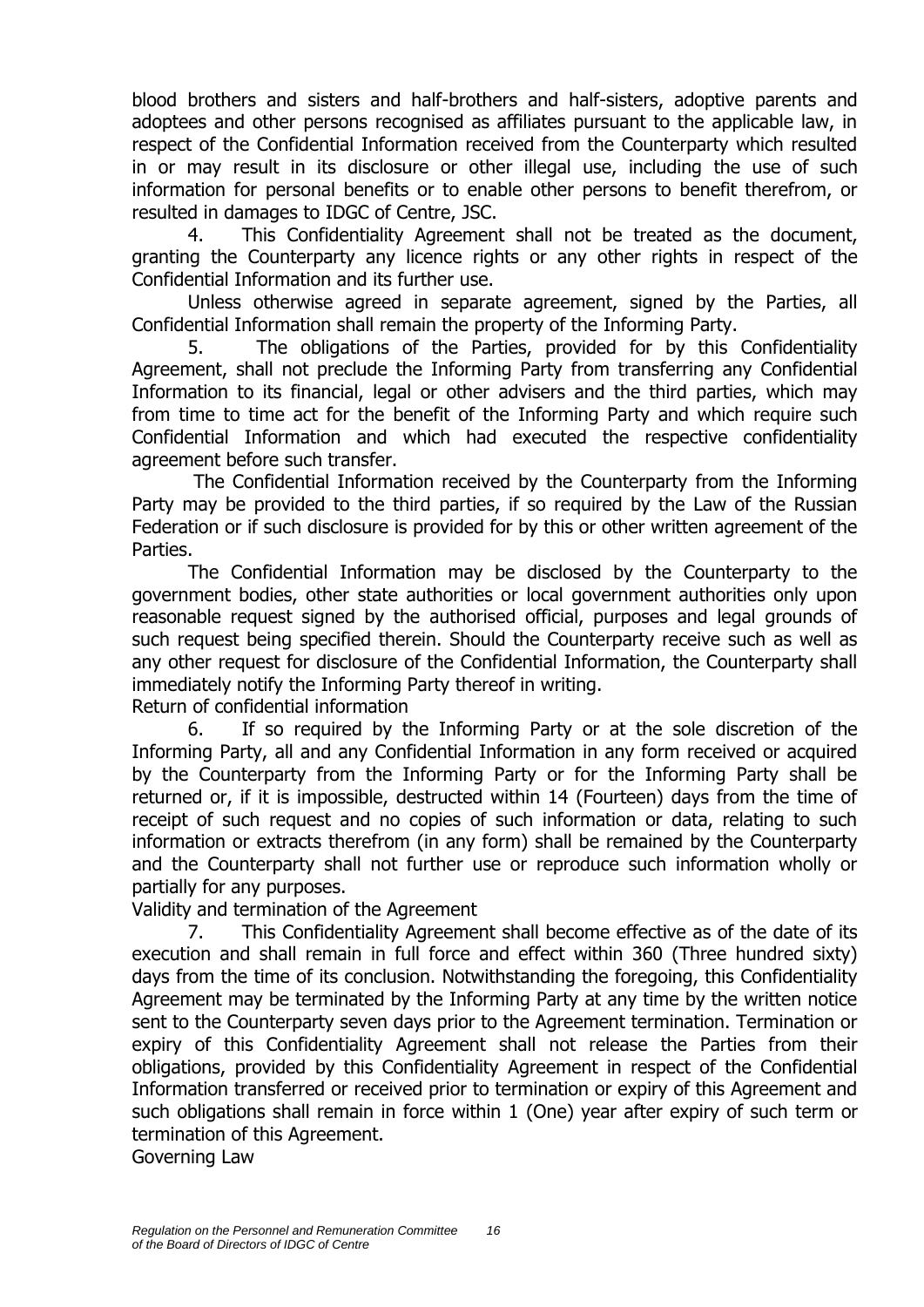blood brothers and sisters and half-brothers and half-sisters, adoptive parents and adoptees and other persons recognised as affiliates pursuant to the applicable law, in respect of the Confidential Information received from the Counterparty which resulted in or may result in its disclosure or other illegal use, including the use of such information for personal benefits or to enable other persons to benefit therefrom, or resulted in damages to IDGC of Centre, JSC.

4. This Confidentiality Agreement shall not be treated as the document, granting the Counterparty any licence rights or any other rights in respect of the Confidential Information and its further use.

Unless otherwise agreed in separate agreement, signed by the Parties, all Confidential Information shall remain the property of the Informing Party.

5. The obligations of the Parties, provided for by this Confidentiality Agreement, shall not preclude the Informing Party from transferring any Confidential Information to its financial, legal or other advisers and the third parties, which may from time to time act for the benefit of the Informing Party and which require such Confidential Information and which had executed the respective confidentiality agreement before such transfer.

The Confidential Information received by the Counterparty from the Informing Party may be provided to the third parties, if so required by the Law of the Russian Federation or if such disclosure is provided for by this or other written agreement of the Parties.

The Confidential Information may be disclosed by the Counterparty to the government bodies, other state authorities or local government authorities only upon reasonable request signed by the authorised official, purposes and legal grounds of such request being specified therein. Should the Counterparty receive such as well as any other request for disclosure of the Confidential Information, the Counterparty shall immediately notify the Informing Party thereof in writing.

Return of confidential information

6. If so required by the Informing Party or at the sole discretion of the Informing Party, all and any Confidential Information in any form received or acquired by the Counterparty from the Informing Party or for the Informing Party shall be returned or, if it is impossible, destructed within 14 (Fourteen) days from the time of receipt of such request and no copies of such information or data, relating to such information or extracts therefrom (in any form) shall be remained by the Counterparty and the Counterparty shall not further use or reproduce such information wholly or partially for any purposes.

Validity and termination of the Agreement

7. This Confidentiality Agreement shall become effective as of the date of its execution and shall remain in full force and effect within 360 (Three hundred sixty) days from the time of its conclusion. Notwithstanding the foregoing, this Confidentiality Agreement may be terminated by the Informing Party at any time by the written notice sent to the Counterparty seven days prior to the Agreement termination. Termination or expiry of this Confidentiality Agreement shall not release the Parties from their obligations, provided by this Confidentiality Agreement in respect of the Confidential Information transferred or received prior to termination or expiry of this Agreement and such obligations shall remain in force within 1 (One) year after expiry of such term or termination of this Agreement.

Governing Law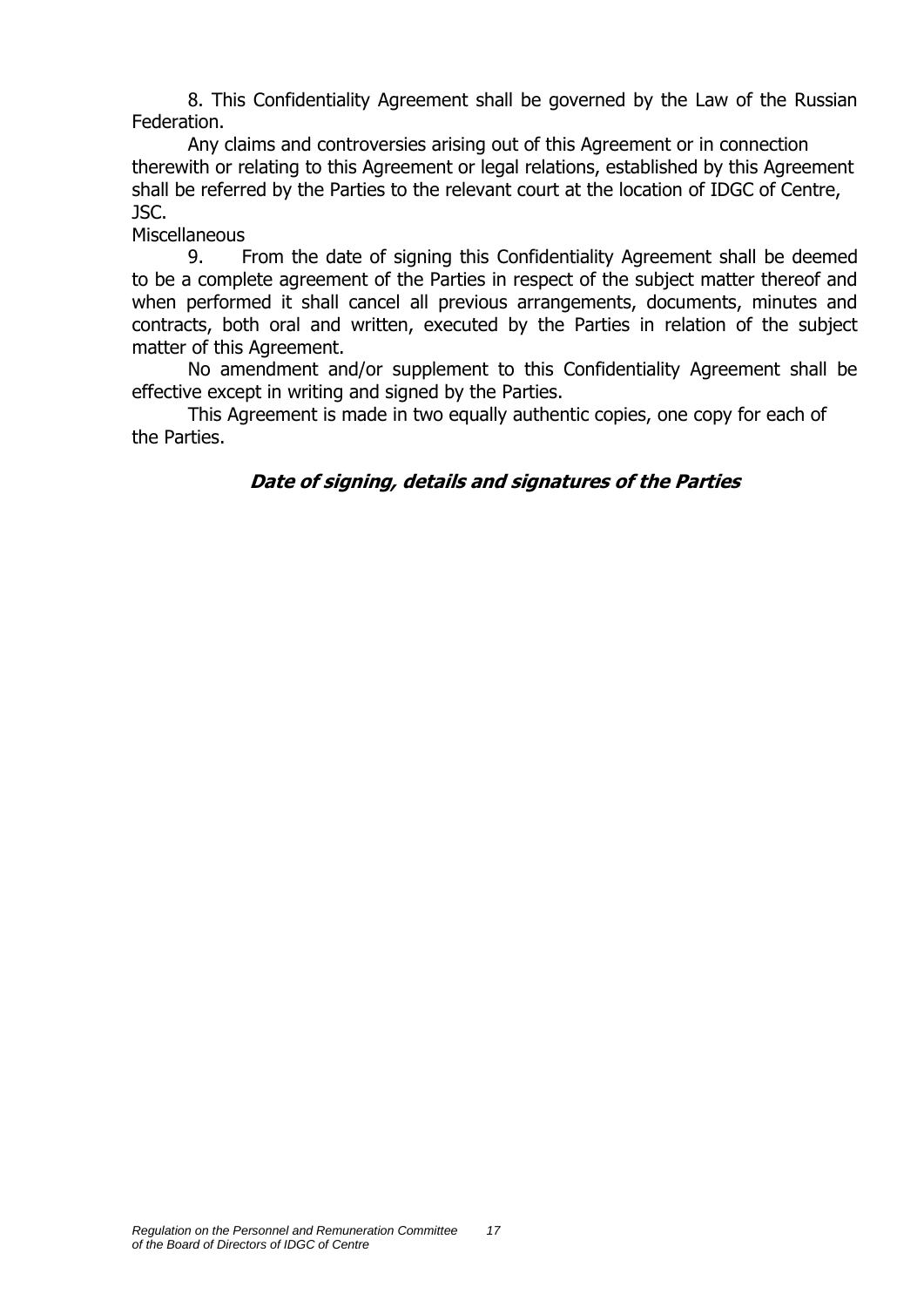8. This Confidentiality Agreement shall be governed by the Law of the Russian Federation.

Any claims and controversies arising out of this Agreement or in connection therewith or relating to this Agreement or legal relations, established by this Agreement shall be referred by the Parties to the relevant court at the location of IDGC of Centre, JSC.

Miscellaneous

9. From the date of signing this Confidentiality Agreement shall be deemed to be a complete agreement of the Parties in respect of the subject matter thereof and when performed it shall cancel all previous arrangements, documents, minutes and contracts, both oral and written, executed by the Parties in relation of the subject matter of this Agreement.

No amendment and/or supplement to this Confidentiality Agreement shall be effective except in writing and signed by the Parties.

This Agreement is made in two equally authentic copies, one copy for each of the Parties.

***Date of signing, details and signatures of the Parties***